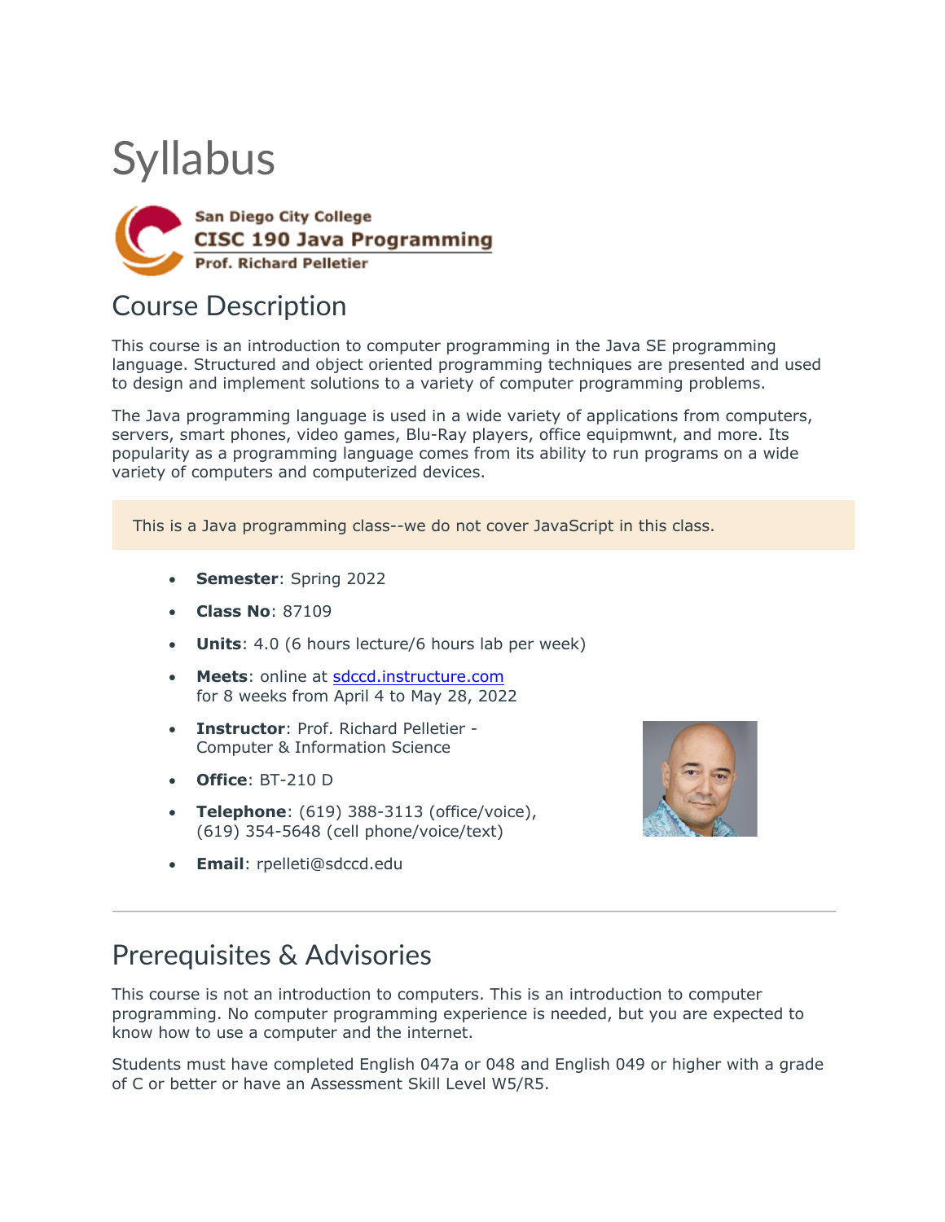# Syllabus

**San Diego City College**
**CISC 190 Java Programming**
**Prof. Richard Pelletier**

## Course Description

This course is an introduction to computer programming in the Java SE programming language. Structured and object oriented programming techniques are presented and used to design and implement solutions to a variety of computer programming problems.

The Java programming language is used in a wide variety of applications from computers, servers, smart phones, video games, Blu-Ray players, office equipmwnt, and more. Its popularity as a programming language comes from its ability to run programs on a wide variety of computers and computerized devices.

This is a Java programming class--we do not cover JavaScript in this class.

- **Semester**: Spring 2022
- **Class No**: 87109
- **Units**: 4.0 (6 hours lecture/6 hours lab per week)
- **Meets**: online at [sdccd.instructure.com](sdccd.instructure.com) for 8 weeks from April 4 to May 28, 2022
- **Instructor**: Prof. Richard Pelletier - Computer & Information Science
- **Office**: BT-210 D
- **Telephone**: (619) 388-3113 (office/voice), (619) 354-5648 (cell phone/voice/text)
- **Email**: rpelleti@sdccd.edu

---

## Prerequisites & Advisories

This course is not an introduction to computers. This is an introduction to computer programming. No computer programming experience is needed, but you are expected to know how to use a computer and the internet.

Students must have completed English 047a or 048 and English 049 or higher with a grade of C or better or have an Assessment Skill Level W5/R5.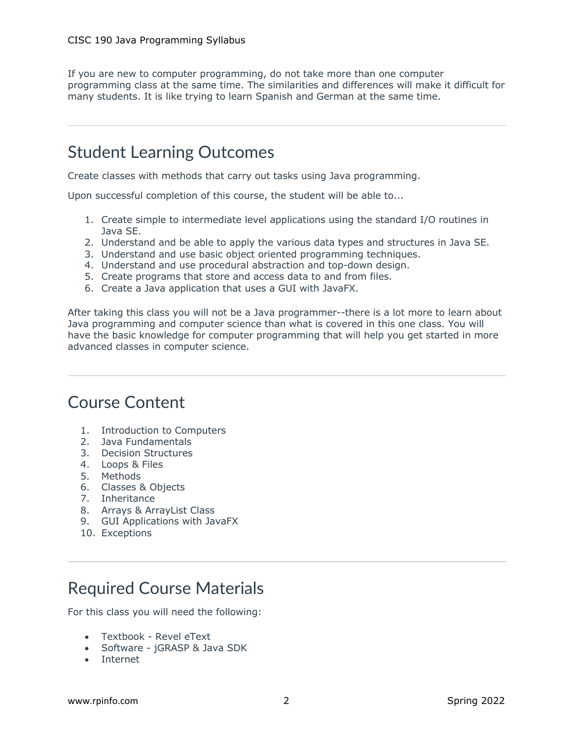If you are new to computer programming, do not take more than one computer programming class at the same time. The similarities and differences will make it difficult for many students. It is like trying to learn Spanish and German at the same time.

---

## Student Learning Outcomes

Create classes with methods that carry out tasks using Java programming.

Upon successful completion of this course, the student will be able to...

1. Create simple to intermediate level applications using the standard I/O routines in Java SE.
2. Understand and be able to apply the various data types and structures in Java SE.
3. Understand and use basic object oriented programming techniques.
4. Understand and use procedural abstraction and top-down design.
5. Create programs that store and access data to and from files.
6. Create a Java application that uses a GUI with JavaFX.

After taking this class you will not be a Java programmer--there is a lot more to learn about Java programming and computer science than what is covered in this one class. You will have the basic knowledge for computer programming that will help you get started in more advanced classes in computer science.

---

## Course Content

1. Introduction to Computers
2. Java Fundamentals
3. Decision Structures
4. Loops & Files
5. Methods
6. Classes & Objects
7. Inheritance
8. Arrays & ArrayList Class
9. GUI Applications with JavaFX
10. Exceptions

---

## Required Course Materials

For this class you will need the following:

- Textbook - Revel eText
- Software - jGRASP & Java SDK
- Internet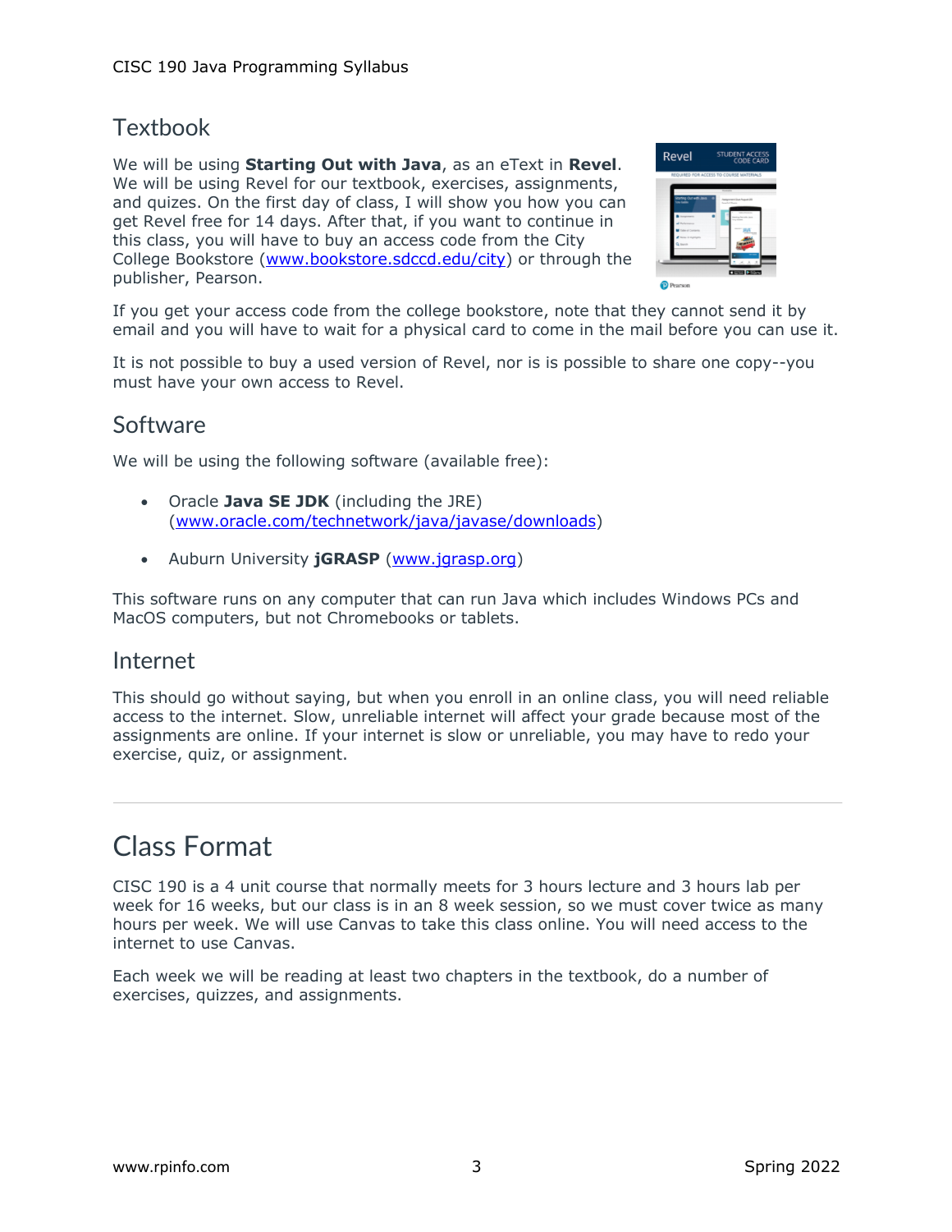## Textbook

We will be using **Starting Out with Java**, as an eText in **Revel**. We will be using Revel for our textbook, exercises, assignments, and quizes. On the first day of class, I will show you how you can get Revel free for 14 days. After that, if you want to continue in this class, you will have to buy an access code from the City College Bookstore (www.bookstore.sdccd.edu/city) or through the publisher, Pearson.

If you get your access code from the college bookstore, note that they cannot send it by email and you will have to wait for a physical card to come in the mail before you can use it.

It is not possible to buy a used version of Revel, nor is is possible to share one copy--you must have your own access to Revel.

## Software

We will be using the following software (available free):

- Oracle **Java SE JDK** (including the JRE) (www.oracle.com/technetwork/java/javase/downloads)
- Auburn University **jGRASP** (www.jgrasp.org)

This software runs on any computer that can run Java which includes Windows PCs and MacOS computers, but not Chromebooks or tablets.

## Internet

This should go without saying, but when you enroll in an online class, you will need reliable access to the internet. Slow, unreliable internet will affect your grade because most of the assignments are online. If your internet is slow or unreliable, you may have to redo your exercise, quiz, or assignment.

---

# Class Format

CISC 190 is a 4 unit course that normally meets for 3 hours lecture and 3 hours lab per week for 16 weeks, but our class is in an 8 week session, so we must cover twice as many hours per week. We will use Canvas to take this class online. You will need access to the internet to use Canvas.

Each week we will be reading at least two chapters in the textbook, do a number of exercises, quizzes, and assignments.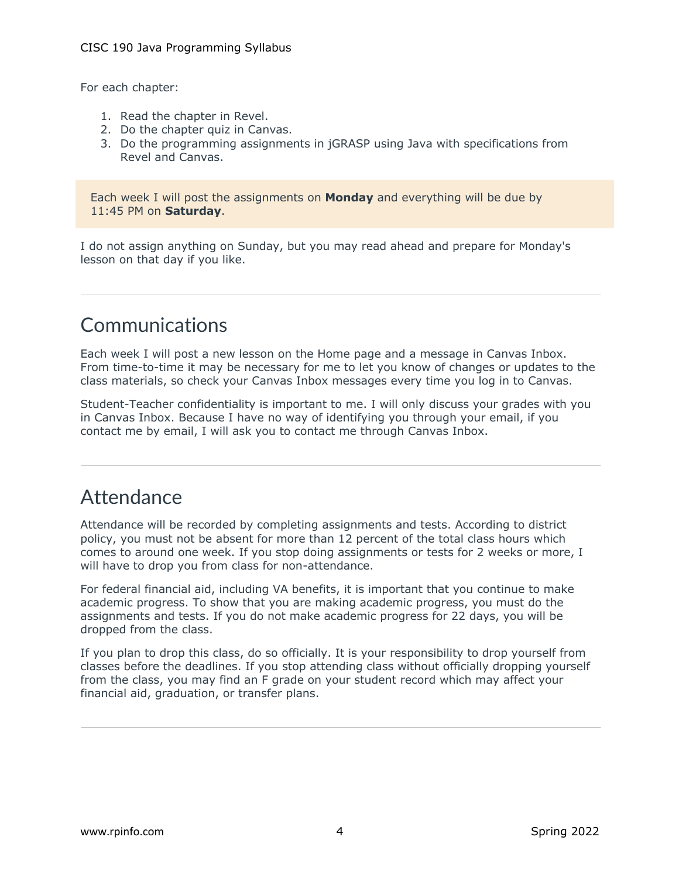For each chapter:

1. Read the chapter in Revel.
2. Do the chapter quiz in Canvas.
3. Do the programming assignments in jGRASP using Java with specifications from Revel and Canvas.

Each week I will post the assignments on **Monday** and everything will be due by 11:45 PM on **Saturday**.

I do not assign anything on Sunday, but you may read ahead and prepare for Monday's lesson on that day if you like.

---

## Communications

Each week I will post a new lesson on the Home page and a message in Canvas Inbox. From time-to-time it may be necessary for me to let you know of changes or updates to the class materials, so check your Canvas Inbox messages every time you log in to Canvas.

Student-Teacher confidentiality is important to me. I will only discuss your grades with you in Canvas Inbox. Because I have no way of identifying you through your email, if you contact me by email, I will ask you to contact me through Canvas Inbox.

---

## Attendance

Attendance will be recorded by completing assignments and tests. According to district policy, you must not be absent for more than 12 percent of the total class hours which comes to around one week. If you stop doing assignments or tests for 2 weeks or more, I will have to drop you from class for non-attendance.

For federal financial aid, including VA benefits, it is important that you continue to make academic progress. To show that you are making academic progress, you must do the assignments and tests. If you do not make academic progress for 22 days, you will be dropped from the class.

If you plan to drop this class, do so officially. It is your responsibility to drop yourself from classes before the deadlines. If you stop attending class without officially dropping yourself from the class, you may find an F grade on your student record which may affect your financial aid, graduation, or transfer plans.

---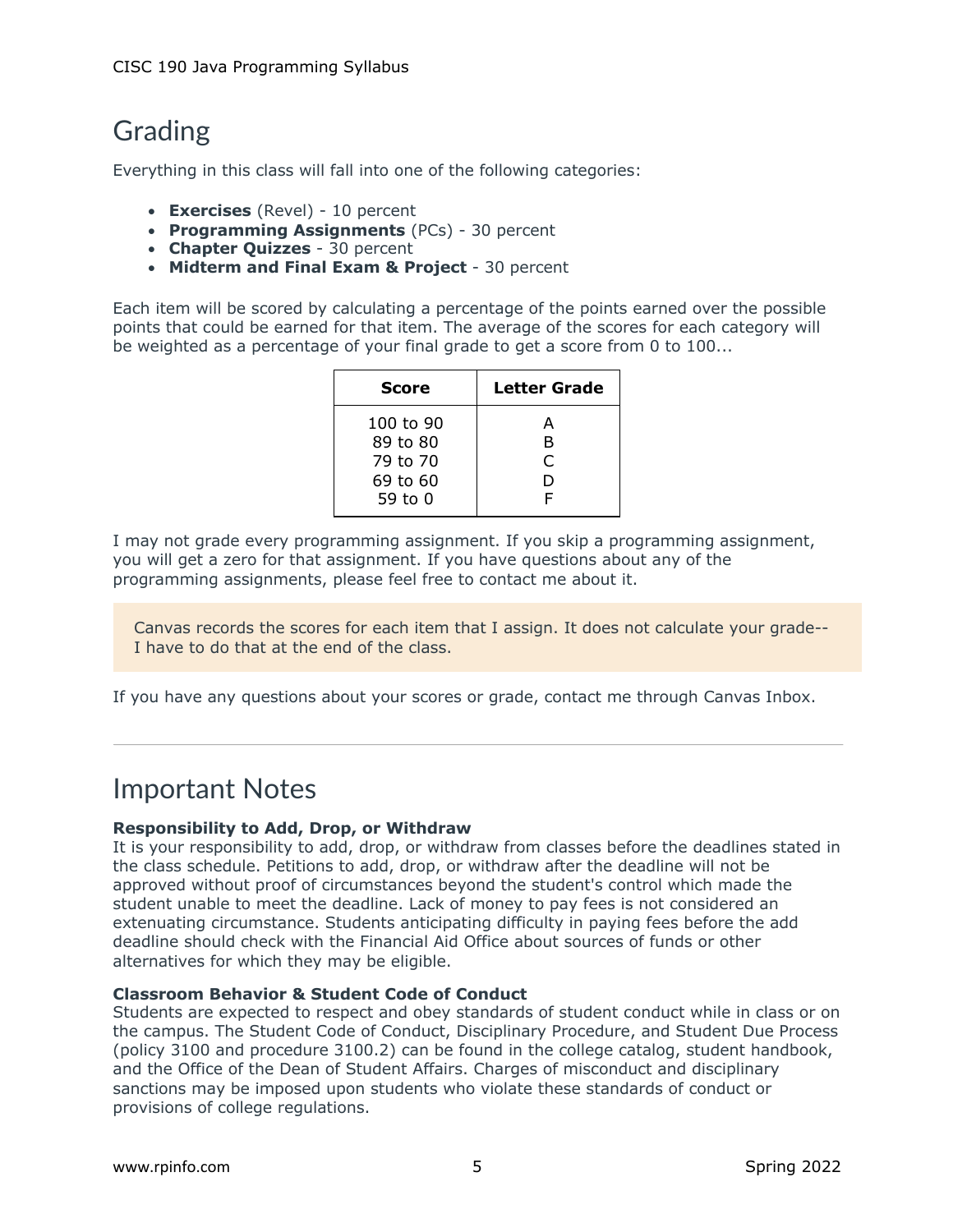# Grading

Everything in this class will fall into one of the following categories:

- **Exercises** (Revel) - 10 percent
- **Programming Assignments** (PCs) - 30 percent
- **Chapter Quizzes** - 30 percent
- **Midterm and Final Exam & Project** - 30 percent

Each item will be scored by calculating a percentage of the points earned over the possible points that could be earned for that item. The average of the scores for each category will be weighted as a percentage of your final grade to get a score from 0 to 100...

| Score | Letter Grade |
| --- | --- |
| 100 to 90 | A |
| 89 to 80 | B |
| 79 to 70 | C |
| 69 to 60 | D |
| 59 to 0 | F |

I may not grade every programming assignment. If you skip a programming assignment, you will get a zero for that assignment. If you have questions about any of the programming assignments, please feel free to contact me about it.

> Canvas records the scores for each item that I assign. It does not calculate your grade-- I have to do that at the end of the class.

If you have any questions about your scores or grade, contact me through Canvas Inbox.

---

# Important Notes

**Responsibility to Add, Drop, or Withdraw**
It is your responsibility to add, drop, or withdraw from classes before the deadlines stated in the class schedule. Petitions to add, drop, or withdraw after the deadline will not be approved without proof of circumstances beyond the student's control which made the student unable to meet the deadline. Lack of money to pay fees is not considered an extenuating circumstance. Students anticipating difficulty in paying fees before the add deadline should check with the Financial Aid Office about sources of funds or other alternatives for which they may be eligible.

**Classroom Behavior & Student Code of Conduct**
Students are expected to respect and obey standards of student conduct while in class or on the campus. The Student Code of Conduct, Disciplinary Procedure, and Student Due Process (policy 3100 and procedure 3100.2) can be found in the college catalog, student handbook, and the Office of the Dean of Student Affairs. Charges of misconduct and disciplinary sanctions may be imposed upon students who violate these standards of conduct or provisions of college regulations.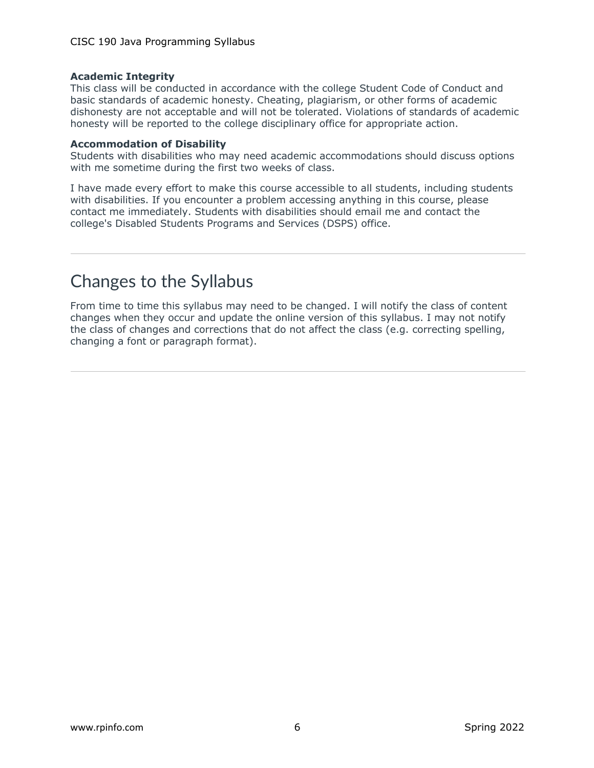**Academic Integrity**
This class will be conducted in accordance with the college Student Code of Conduct and basic standards of academic honesty. Cheating, plagiarism, or other forms of academic dishonesty are not acceptable and will not be tolerated. Violations of standards of academic honesty will be reported to the college disciplinary office for appropriate action.

**Accommodation of Disability**
Students with disabilities who may need academic accommodations should discuss options with me sometime during the first two weeks of class.

I have made every effort to make this course accessible to all students, including students with disabilities. If you encounter a problem accessing anything in this course, please contact me immediately. Students with disabilities should email me and contact the college's Disabled Students Programs and Services (DSPS) office.

---

# Changes to the Syllabus

From time to time this syllabus may need to be changed. I will notify the class of content changes when they occur and update the online version of this syllabus. I may not notify the class of changes and corrections that do not affect the class (e.g. correcting spelling, changing a font or paragraph format).

---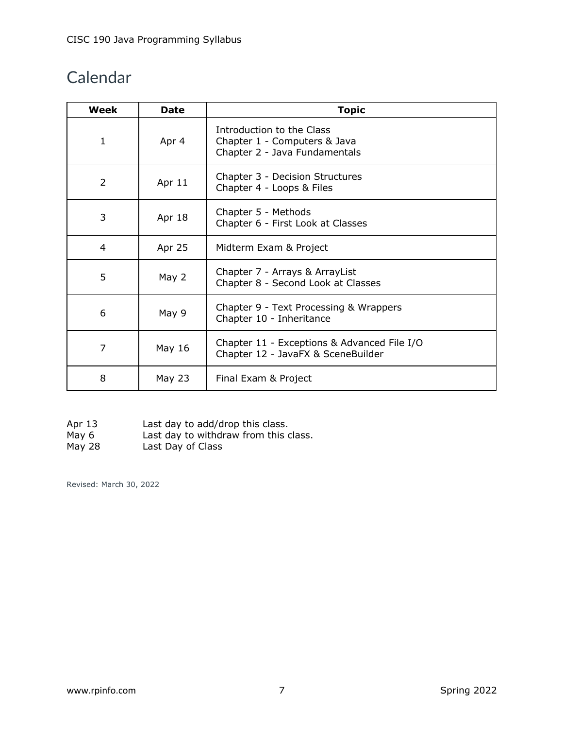## Calendar

| Week | Date | Topic |
|---|---|---|
| 1 | Apr 4 | Introduction to the Class<br>Chapter 1 - Computers & Java<br>Chapter 2 - Java Fundamentals |
| 2 | Apr 11 | Chapter 3 - Decision Structures<br>Chapter 4 - Loops & Files |
| 3 | Apr 18 | Chapter 5 - Methods<br>Chapter 6 - First Look at Classes |
| 4 | Apr 25 | Midterm Exam & Project |
| 5 | May 2 | Chapter 7 - Arrays & ArrayList<br>Chapter 8 - Second Look at Classes |
| 6 | May 9 | Chapter 9 - Text Processing & Wrappers<br>Chapter 10 - Inheritance |
| 7 | May 16 | Chapter 11 - Exceptions & Advanced File I/O<br>Chapter 12 - JavaFX & SceneBuilder |
| 8 | May 23 | Final Exam & Project |

Apr 13 Last day to add/drop this class.
May 6 Last day to withdraw from this class.
May 28 Last Day of Class

Revised: March 30, 2022